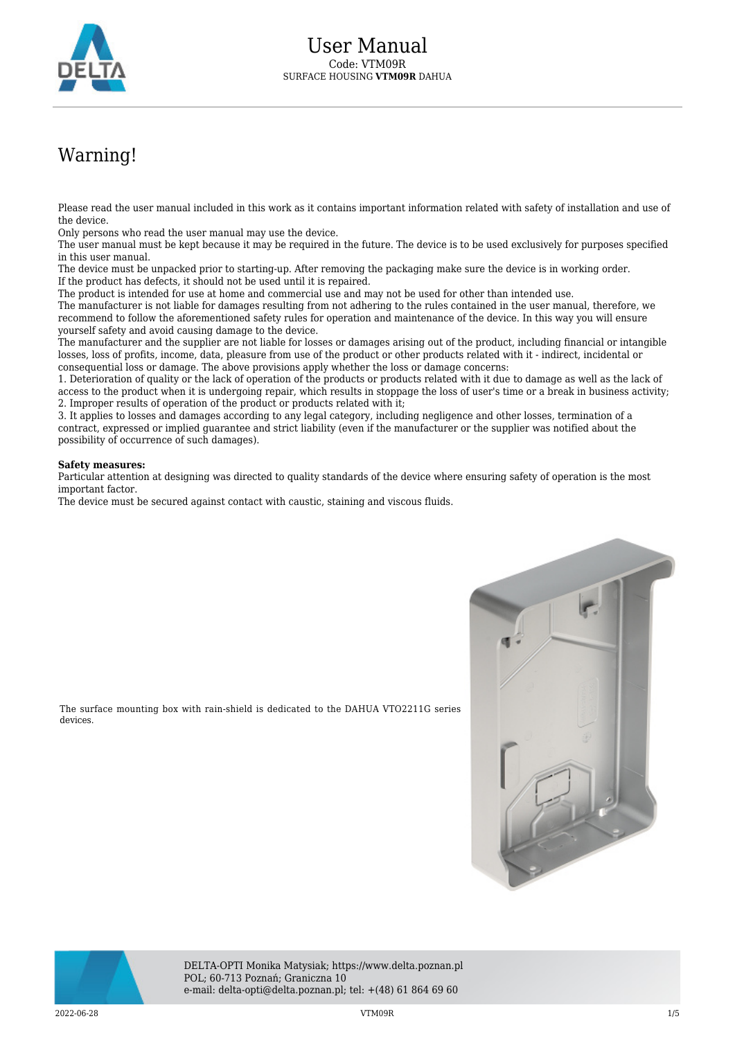# User Manual

Code: VTM09R

SURFACE HOUSING **VTM09R** DAHUA

## Warning!

Please read the user manual included in this work as it contains important information related with safety of installation and use of the device.
Only persons who read the user manual may use the device.
The user manual must be kept because it may be required in the future. The device is to be used exclusively for purposes specified in this user manual.
The device must be unpacked prior to starting-up. After removing the packaging make sure the device is in working order.
If the product has defects, it should not be used until it is repaired.
The product is intended for use at home and commercial use and may not be used for other than intended use.
The manufacturer is not liable for damages resulting from not adhering to the rules contained in the user manual, therefore, we recommend to follow the aforementioned safety rules for operation and maintenance of the device. In this way you will ensure yourself safety and avoid causing damage to the device.
The manufacturer and the supplier are not liable for losses or damages arising out of the product, including financial or intangible losses, loss of profits, income, data, pleasure from use of the product or other products related with it - indirect, incidental or consequential loss or damage. The above provisions apply whether the loss or damage concerns:
1. Deterioration of quality or the lack of operation of the products or products related with it due to damage as well as the lack of access to the product when it is undergoing repair, which results in stoppage the loss of user's time or a break in business activity;
2. Improper results of operation of the product or products related with it;
3. It applies to losses and damages according to any legal category, including negligence and other losses, termination of a contract, expressed or implied guarantee and strict liability (even if the manufacturer or the supplier was notified about the possibility of occurrence of such damages).

**Safety measures:**
Particular attention at designing was directed to quality standards of the device where ensuring safety of operation is the most important factor.
The device must be secured against contact with caustic, staining and viscous fluids.

The surface mounting box with rain-shield is dedicated to the DAHUA VTO2211G series devices.

DELTA-OPTI Monika Matysiak; https://www.delta.poznan.pl
POL; 60-713 Poznań; Graniczna 10
e-mail: delta-opti@delta.poznan.pl; tel: +(48) 61 864 69 60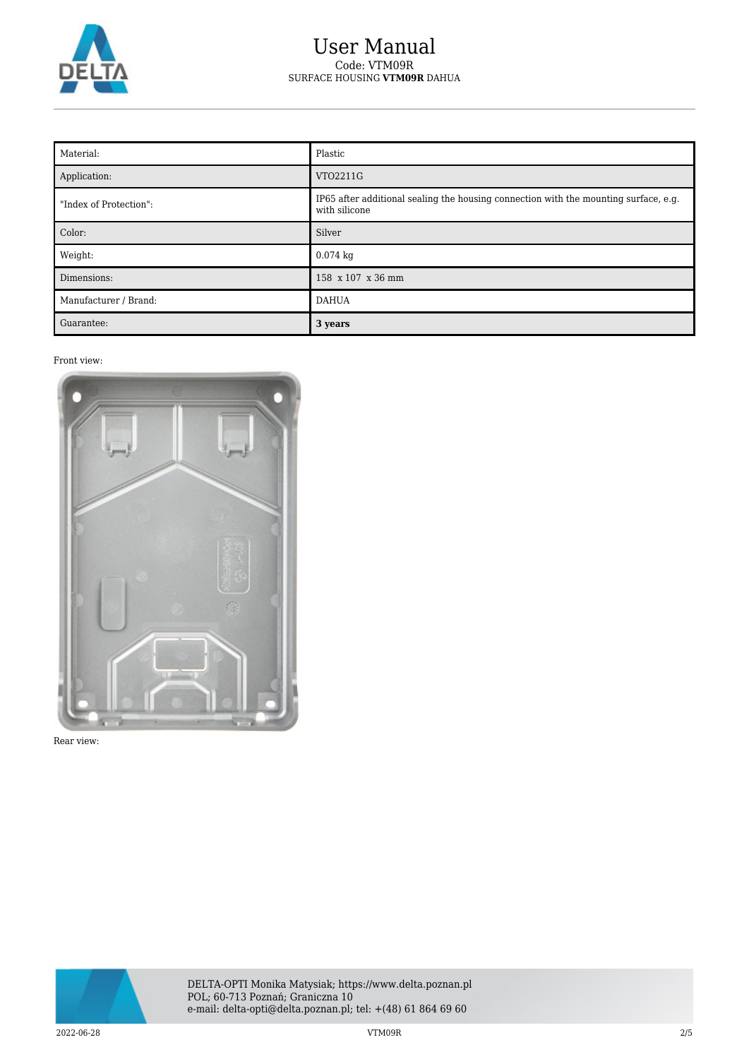# User Manual

Code: VTM09R

SURFACE HOUSING **VTM09R** DAHUA

| Material: | Plastic |
|---|---|
| Application: | VTO2211G |
| "Index of Protection": | IP65 after additional sealing the housing connection with the mounting surface, e.g. with silicone |
| Color: | Silver |
| Weight: | 0.074 kg |
| Dimensions: | 158 x 107 x 36 mm |
| Manufacturer / Brand: | DAHUA |
| Guarantee: | **3 years** |

Front view:

Rear view:

DELTA-OPTI Monika Matysiak; https://www.delta.poznan.pl
POL; 60-713 Poznań; Graniczna 10
e-mail: delta-opti@delta.poznan.pl; tel: +(48) 61 864 69 60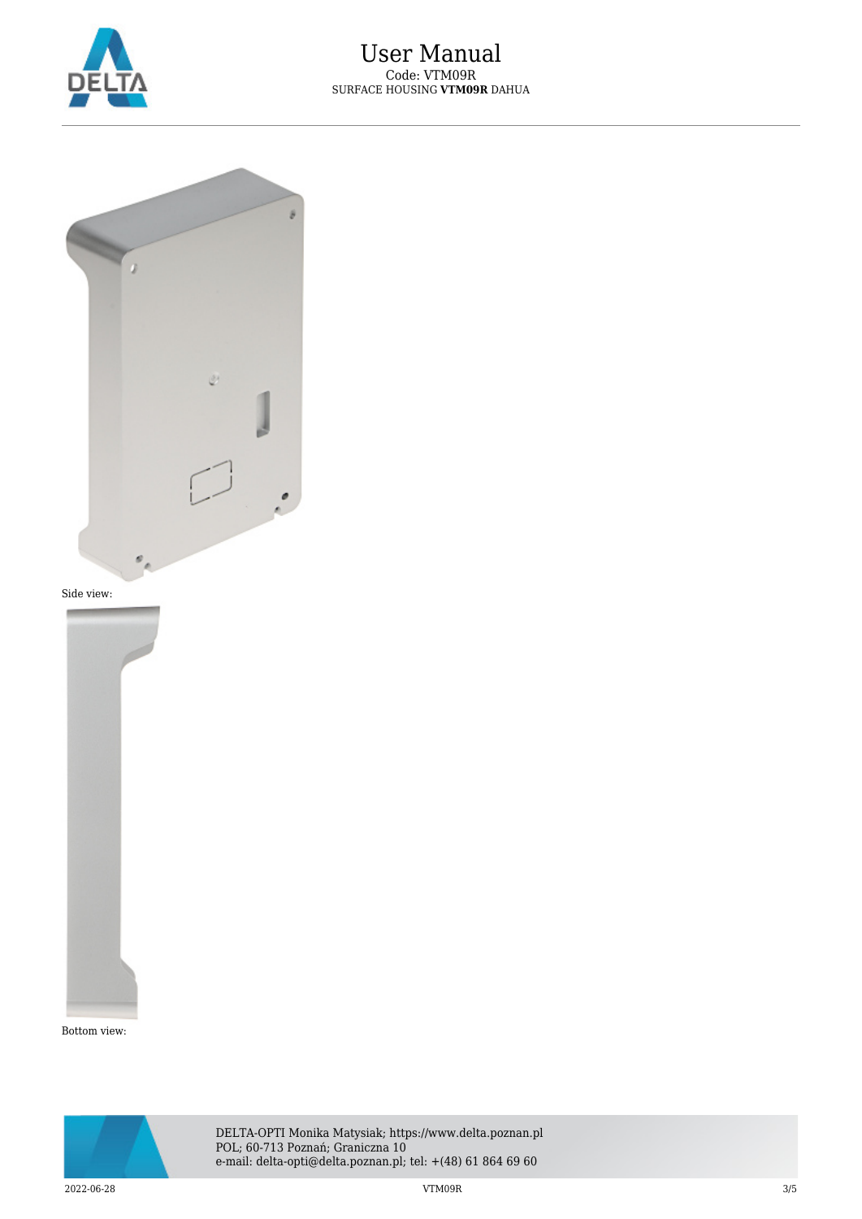Side view:

Bottom view: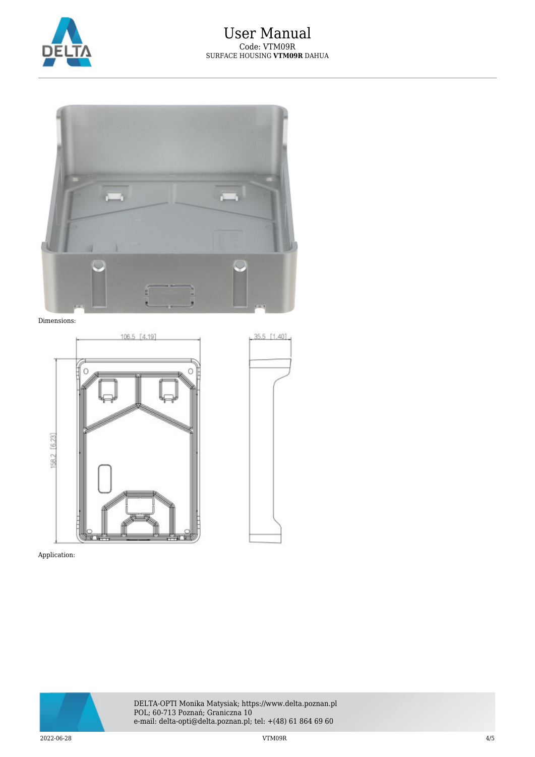Dimensions:

Application: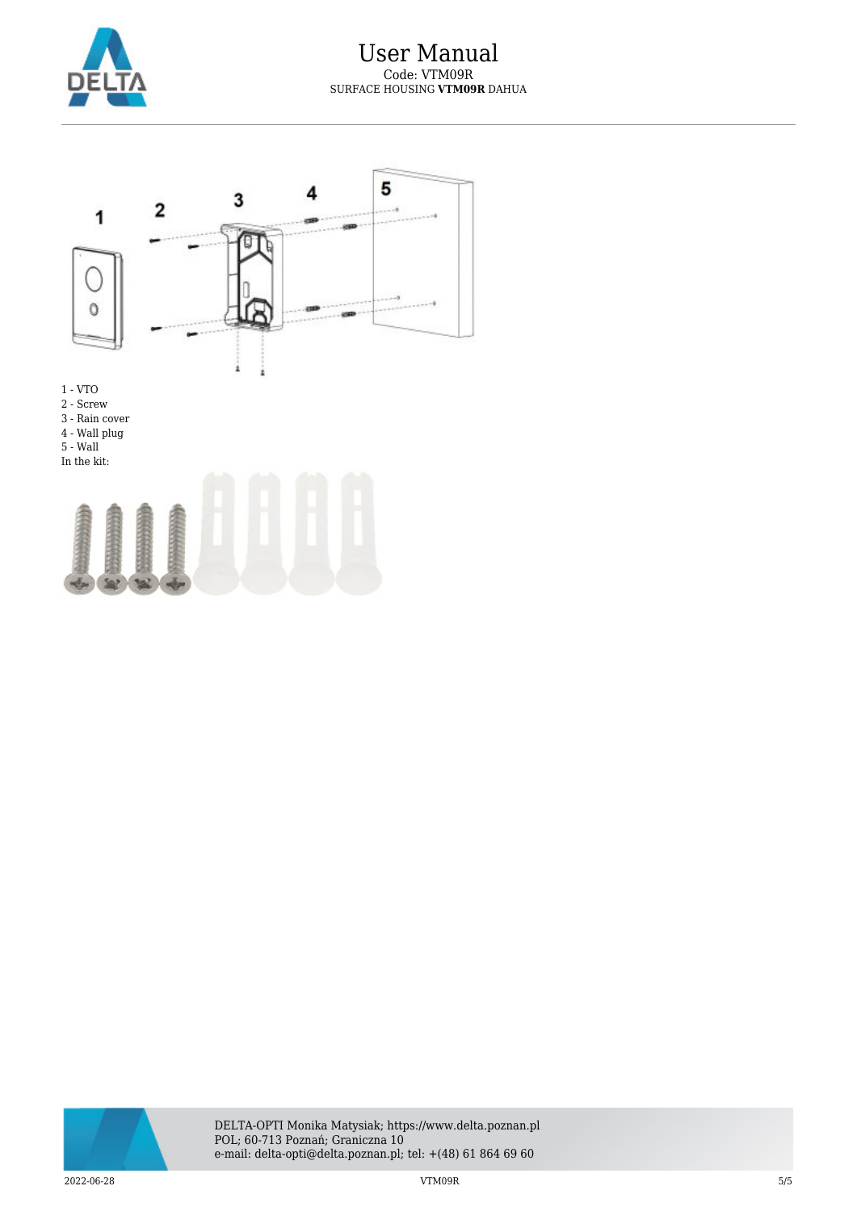1 - VTO
2 - Screw
3 - Rain cover
4 - Wall plug
5 - Wall
In the kit: